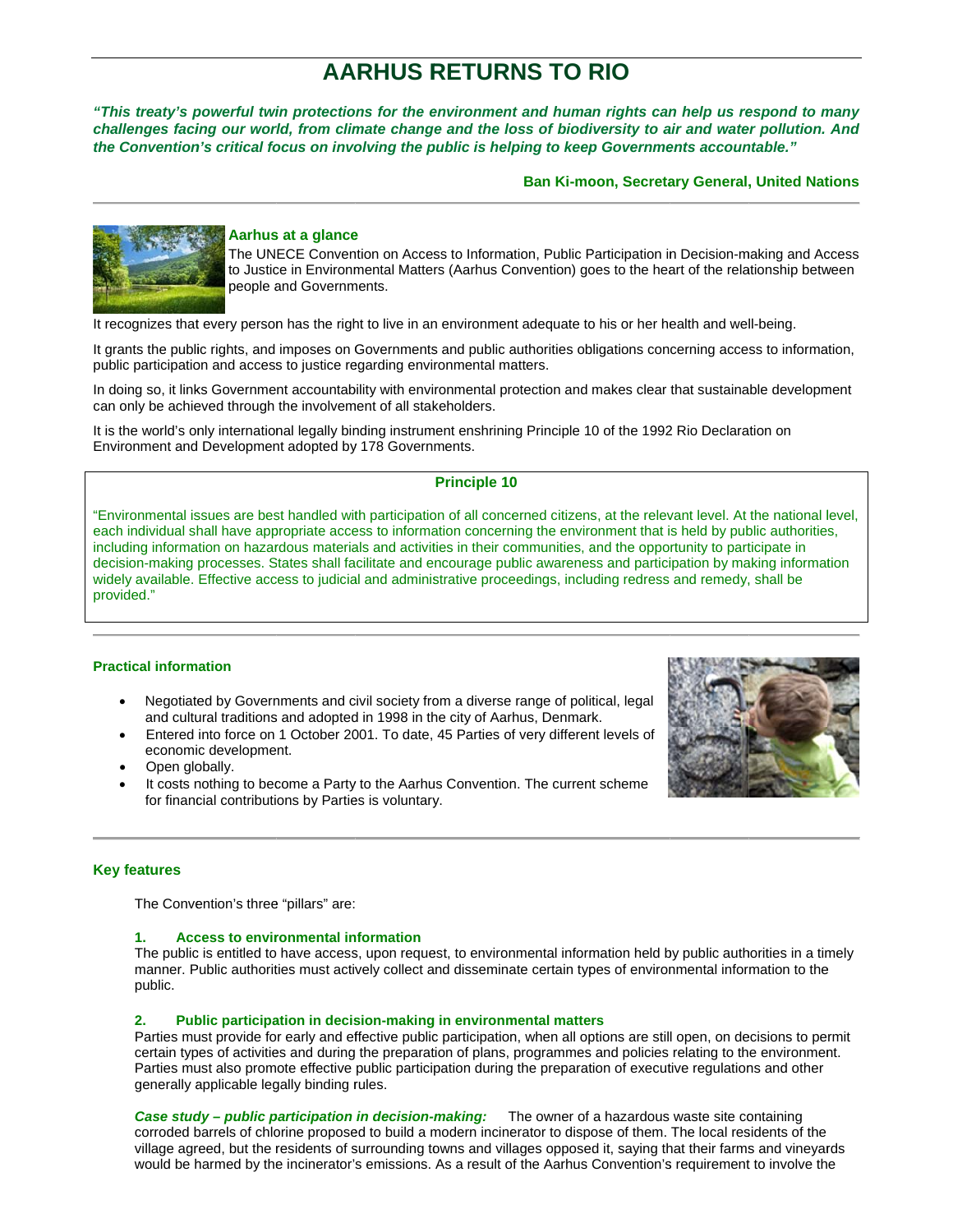# AARHUS RETURNS TO RIO

***"This treaty's powerful twin protections for the environment and human rights can help us respond to many challenges facing our world, from climate change and the loss of biodiversity to air and water pollution. And the Convention's critical focus on involving the public is helping to keep Governments accountable."***

**Ban Ki-moon, Secretary General, United Nations**

### Aarhus at a glance

The UNECE Convention on Access to Information, Public Participation in Decision-making and Access to Justice in Environmental Matters (Aarhus Convention) goes to the heart of the relationship between people and Governments.

It recognizes that every person has the right to live in an environment adequate to his or her health and well-being.

It grants the public rights, and imposes on Governments and public authorities obligations concerning access to information, public participation and access to justice regarding environmental matters.

In doing so, it links Government accountability with environmental protection and makes clear that sustainable development can only be achieved through the involvement of all stakeholders.

It is the world's only international legally binding instrument enshrining Principle 10 of the 1992 Rio Declaration on Environment and Development adopted by 178 Governments.

**Principle 10**

"Environmental issues are best handled with participation of all concerned citizens, at the relevant level. At the national level, each individual shall have appropriate access to information concerning the environment that is held by public authorities, including information on hazardous materials and activities in their communities, and the opportunity to participate in decision-making processes. States shall facilitate and encourage public awareness and participation by making information widely available. Effective access to judicial and administrative proceedings, including redress and remedy, shall be provided."

### Practical information

- Negotiated by Governments and civil society from a diverse range of political, legal and cultural traditions and adopted in 1998 in the city of Aarhus, Denmark.
- Entered into force on 1 October 2001. To date, 45 Parties of very different levels of economic development.
- Open globally.
- It costs nothing to become a Party to the Aarhus Convention. The current scheme for financial contributions by Parties is voluntary.

### Key features

The Convention's three "pillars" are:

**1. Access to environmental information**

The public is entitled to have access, upon request, to environmental information held by public authorities in a timely manner. Public authorities must actively collect and disseminate certain types of environmental information to the public.

**2. Public participation in decision-making in environmental matters**

Parties must provide for early and effective public participation, when all options are still open, on decisions to permit certain types of activities and during the preparation of plans, programmes and policies relating to the environment. Parties must also promote effective public participation during the preparation of executive regulations and other generally applicable legally binding rules.

***Case study – public participation in decision-making:*** The owner of a hazardous waste site containing corroded barrels of chlorine proposed to build a modern incinerator to dispose of them. The local residents of the village agreed, but the residents of surrounding towns and villages opposed it, saying that their farms and vineyards would be harmed by the incinerator's emissions. As a result of the Aarhus Convention's requirement to involve the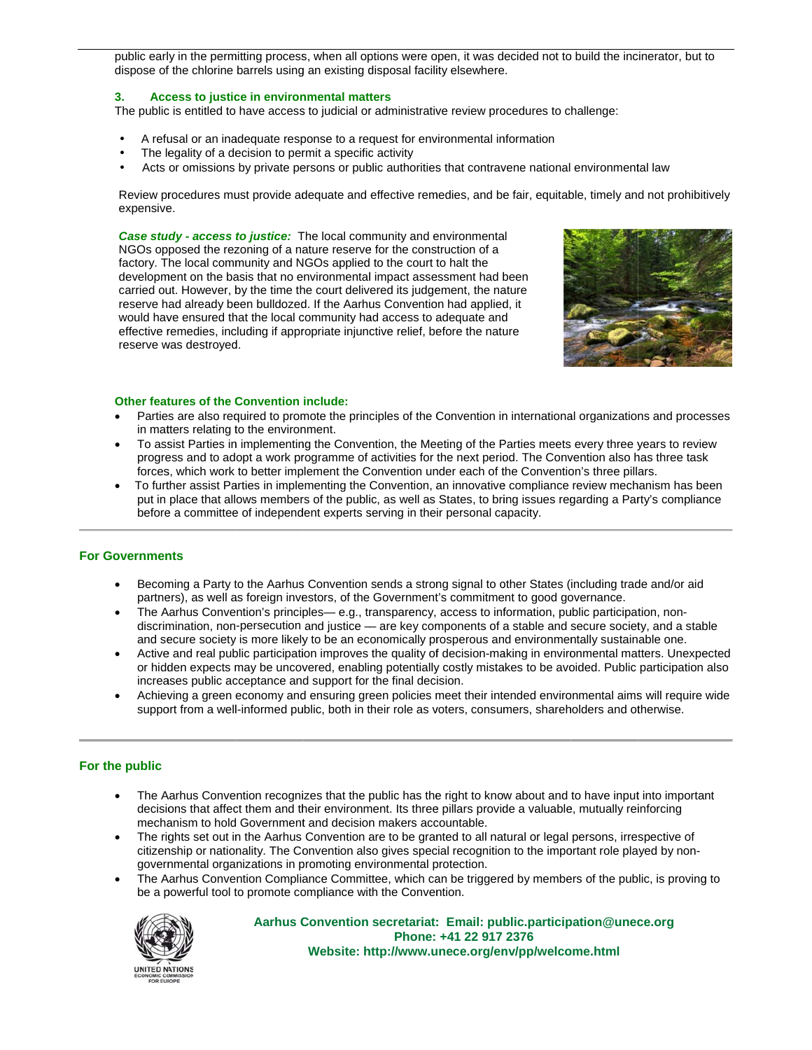public early in the permitting process, when all options were open, it was decided not to build the incinerator, but to dispose of the chlorine barrels using an existing disposal facility elsewhere.

### 3. Access to justice in environmental matters

The public is entitled to have access to judicial or administrative review procedures to challenge:

- A refusal or an inadequate response to a request for environmental information
- The legality of a decision to permit a specific activity
- Acts or omissions by private persons or public authorities that contravene national environmental law

Review procedures must provide adequate and effective remedies, and be fair, equitable, timely and not prohibitively expensive.

***Case study - access to justice:*** The local community and environmental NGOs opposed the rezoning of a nature reserve for the construction of a factory. The local community and NGOs applied to the court to halt the development on the basis that no environmental impact assessment had been carried out. However, by the time the court delivered its judgement, the nature reserve had already been bulldozed. If the Aarhus Convention had applied, it would have ensured that the local community had access to adequate and effective remedies, including if appropriate injunctive relief, before the nature reserve was destroyed.

**Other features of the Convention include:**

- Parties are also required to promote the principles of the Convention in international organizations and processes in matters relating to the environment.
- To assist Parties in implementing the Convention, the Meeting of the Parties meets every three years to review progress and to adopt a work programme of activities for the next period. The Convention also has three task forces, which work to better implement the Convention under each of the Convention's three pillars.
- To further assist Parties in implementing the Convention, an innovative compliance review mechanism has been put in place that allows members of the public, as well as States, to bring issues regarding a Party's compliance before a committee of independent experts serving in their personal capacity.

## For Governments

- Becoming a Party to the Aarhus Convention sends a strong signal to other States (including trade and/or aid partners), as well as foreign investors, of the Government's commitment to good governance.
- The Aarhus Convention's principles— e.g., transparency, access to information, public participation, non-discrimination, non-persecution and justice — are key components of a stable and secure society, and a stable and secure society is more likely to be an economically prosperous and environmentally sustainable one.
- Active and real public participation improves the quality of decision-making in environmental matters. Unexpected or hidden expects may be uncovered, enabling potentially costly mistakes to be avoided. Public participation also increases public acceptance and support for the final decision.
- Achieving a green economy and ensuring green policies meet their intended environmental aims will require wide support from a well-informed public, both in their role as voters, consumers, shareholders and otherwise.

## For the public

- The Aarhus Convention recognizes that the public has the right to know about and to have input into important decisions that affect them and their environment. Its three pillars provide a valuable, mutually reinforcing mechanism to hold Government and decision makers accountable.
- The rights set out in the Aarhus Convention are to be granted to all natural or legal persons, irrespective of citizenship or nationality. The Convention also gives special recognition to the important role played by non-governmental organizations in promoting environmental protection.
- The Aarhus Convention Compliance Committee, which can be triggered by members of the public, is proving to be a powerful tool to promote compliance with the Convention.

UNITED NATIONS ECONOMIC COMMISSION FOR EUROPE

**Aarhus Convention secretariat: Email: public.participation@unece.org**
**Phone: +41 22 917 2376**
**Website: http://www.unece.org/env/pp/welcome.html**